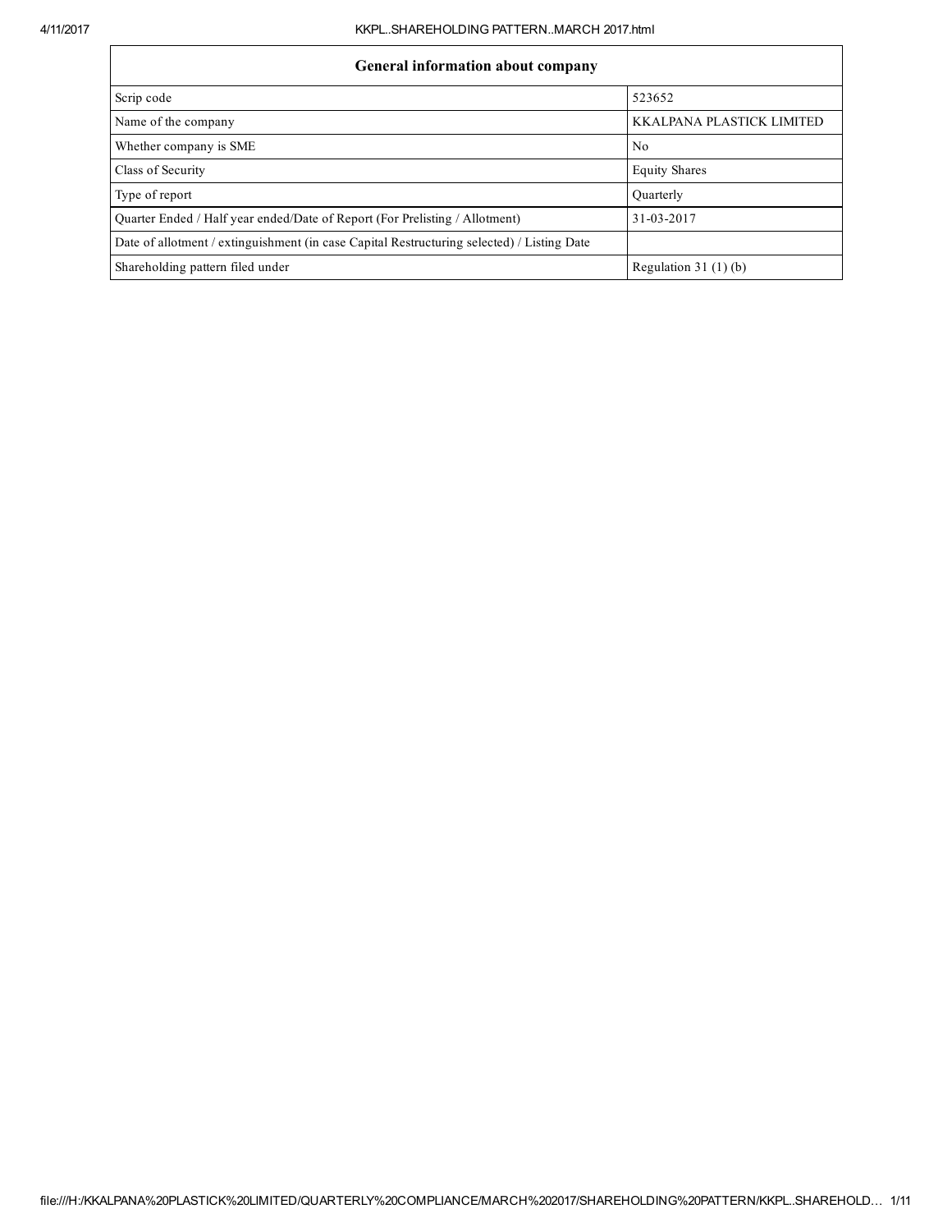| General information about company | |
|---|---|
| Scrip code | 523652 |
| Name of the company | KKALPANA PLASTICK LIMITED |
| Whether company is SME | No |
| Class of Security | Equity Shares |
| Type of report | Quarterly |
| Quarter Ended / Half year ended/Date of Report (For Prelisting / Allotment) | 31-03-2017 |
| Date of allotment / extinguishment (in case Capital Restructuring selected) / Listing Date | |
| Shareholding pattern filed under | Regulation 31 (1) (b) |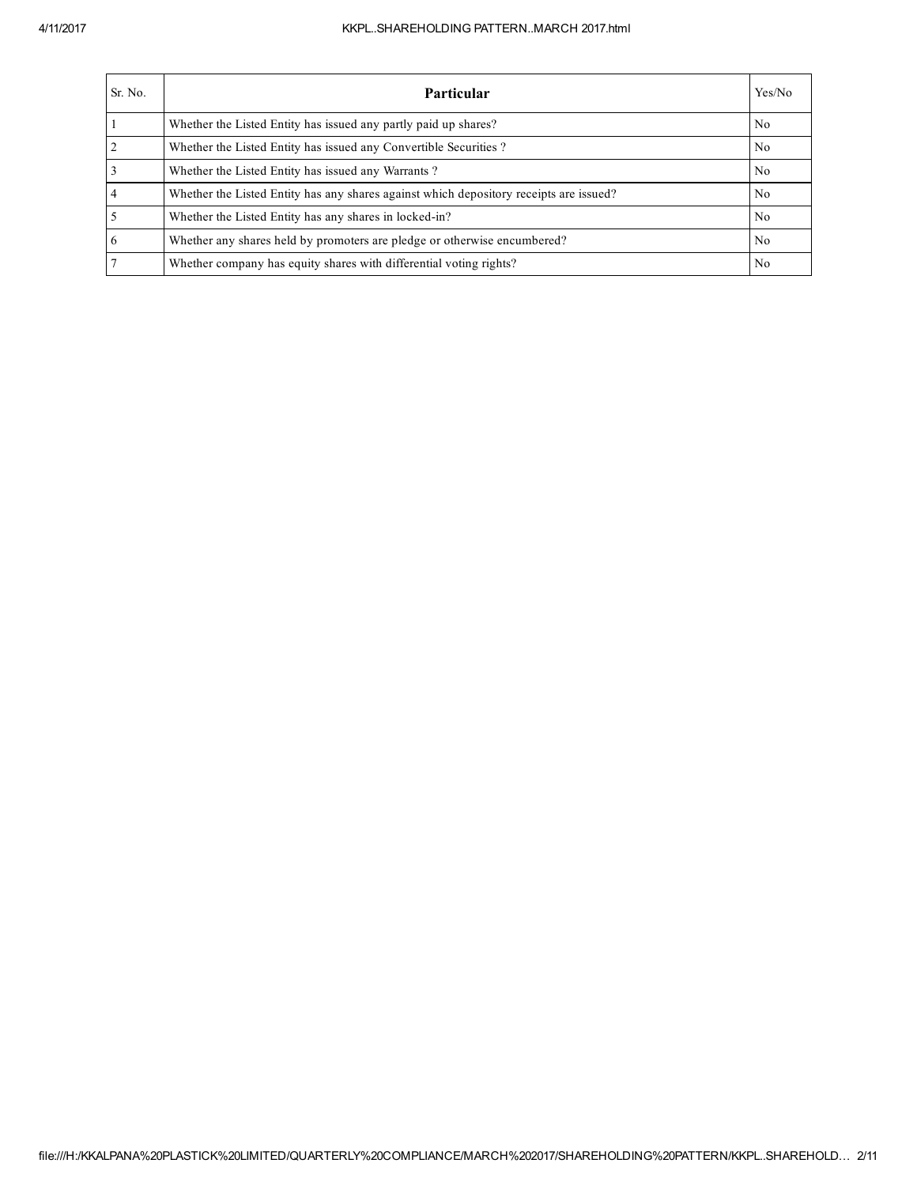| Sr. No. | Particular | Yes/No |
|---|---|---|
| 1 | Whether the Listed Entity has issued any partly paid up shares? | No |
| 2 | Whether the Listed Entity has issued any Convertible Securities ? | No |
| 3 | Whether the Listed Entity has issued any Warrants ? | No |
| 4 | Whether the Listed Entity has any shares against which depository receipts are issued? | No |
| 5 | Whether the Listed Entity has any shares in locked-in? | No |
| 6 | Whether any shares held by promoters are pledge or otherwise encumbered? | No |
| 7 | Whether company has equity shares with differential voting rights? | No |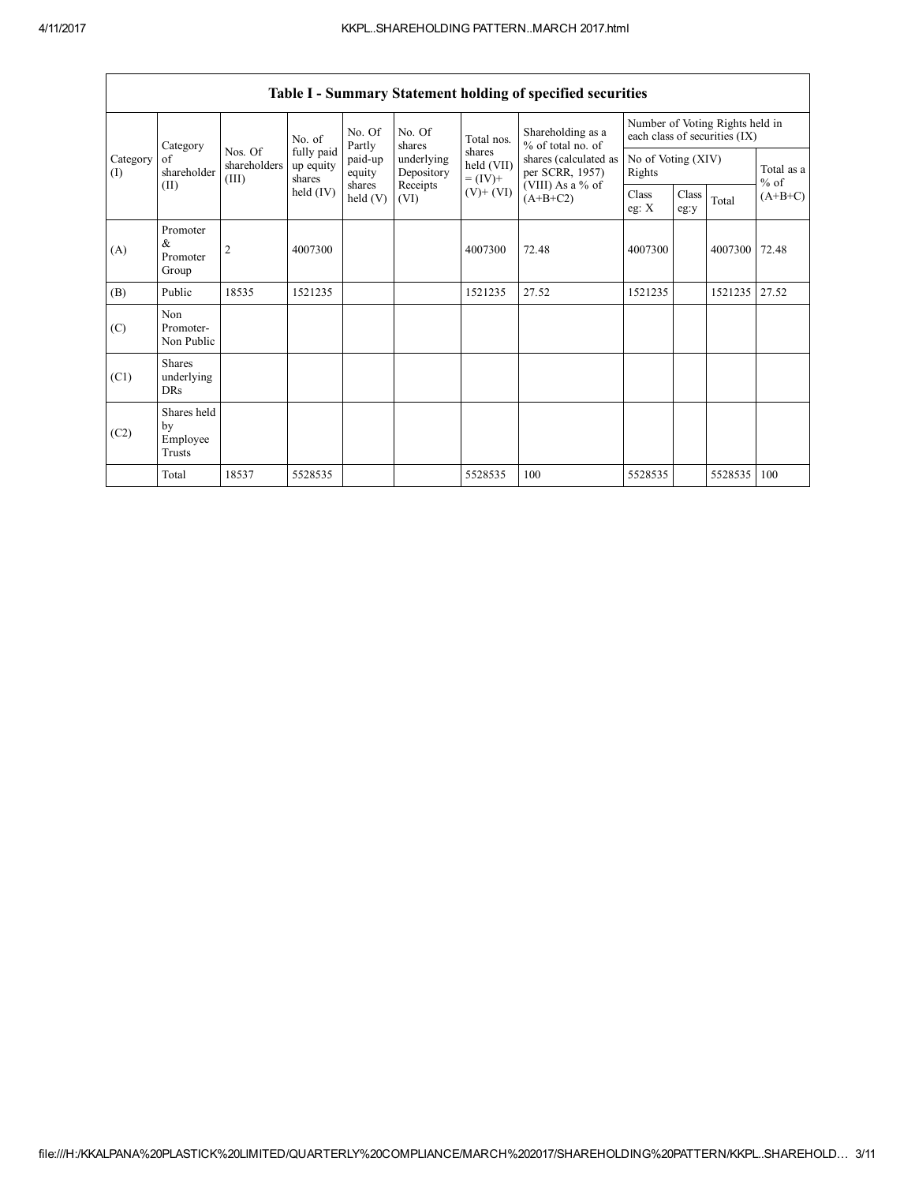## Table I - Summary Statement holding of specified securities

| Category (I) | Category of shareholder (II) | Nos. Of shareholders (III) | No. of fully paid up equity shares held (IV) | No. Of Partly paid-up equity shares held (V) | No. Of shares underlying Depository Receipts (VI) | Total nos. shares held (VII) = (IV)+ (V)+ (VI) | Shareholding as a % of total no. of shares (calculated as per SCRR, 1957) (VIII) As a % of (A+B+C2) | Number of Voting Rights held in each class of securities (IX) | | | |
|---|---|---|---|---|---|---|---|---|---|---|---|
| | | | | | | | | No of Voting (XIV) Rights | | | Total as a % of (A+B+C) |
| | | | | | | | | Class eg: X | Class eg:y | Total | |
| (A) | Promoter & Promoter Group | 2 | 4007300 | | | 4007300 | 72.48 | 4007300 | | 4007300 | 72.48 |
| (B) | Public | 18535 | 1521235 | | | 1521235 | 27.52 | 1521235 | | 1521235 | 27.52 |
| (C) | Non Promoter- Non Public | | | | | | | | | | |
| (C1) | Shares underlying DRs | | | | | | | | | | |
| (C2) | Shares held by Employee Trusts | | | | | | | | | | |
| | Total | 18537 | 5528535 | | | 5528535 | 100 | 5528535 | | 5528535 | 100 |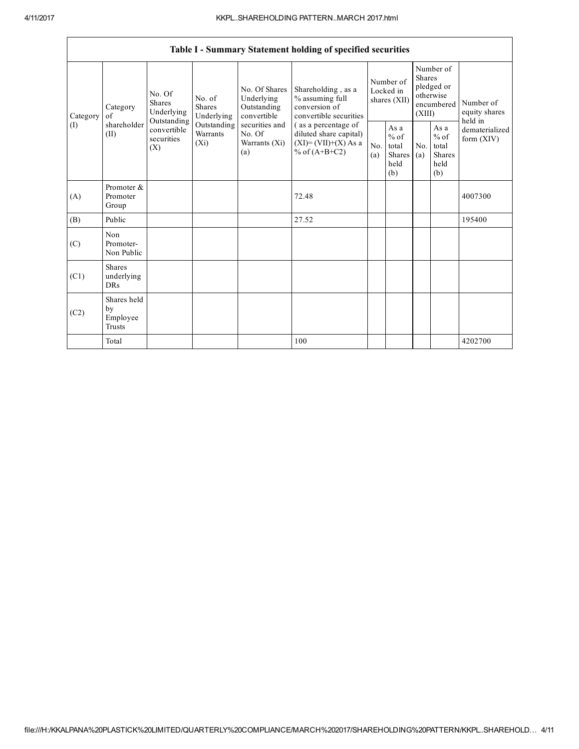| Table I - Summary Statement holding of specified securities | | | | | | | | | | | |
|---|---|---|---|---|---|---|---|---|---|---|---|
| Category (I) | Category of shareholder (II) | No. Of Shares Underlying Outstanding convertible securities (X) | No. of Shares Underlying Outstanding Warrants (Xi) | No. Of Shares Underlying Outstanding convertible securities and No. Of Warrants (Xi) (a) | Shareholding , as a % assuming full conversion of convertible securities ( as a percentage of diluted share capital) (XI)= (VII)+(X) As a % of (A+B+C2) | Number of Locked in shares (XII) | | Number of Shares pledged or otherwise encumbered (XIII) | | Number of equity shares held in dematerialized form (XIV) |
| | | | | | | No. (a) | As a % of total Shares held (b) | No. (a) | As a % of total Shares held (b) | |
| (A) | Promoter & Promoter Group | | | | 72.48 | | | | | 4007300 |
| (B) | Public | | | | 27.52 | | | | | 195400 |
| (C) | Non Promoter- Non Public | | | | | | | | | |
| (C1) | Shares underlying DRs | | | | | | | | | |
| (C2) | Shares held by Employee Trusts | | | | | | | | | |
| | Total | | | | 100 | | | | | 4202700 |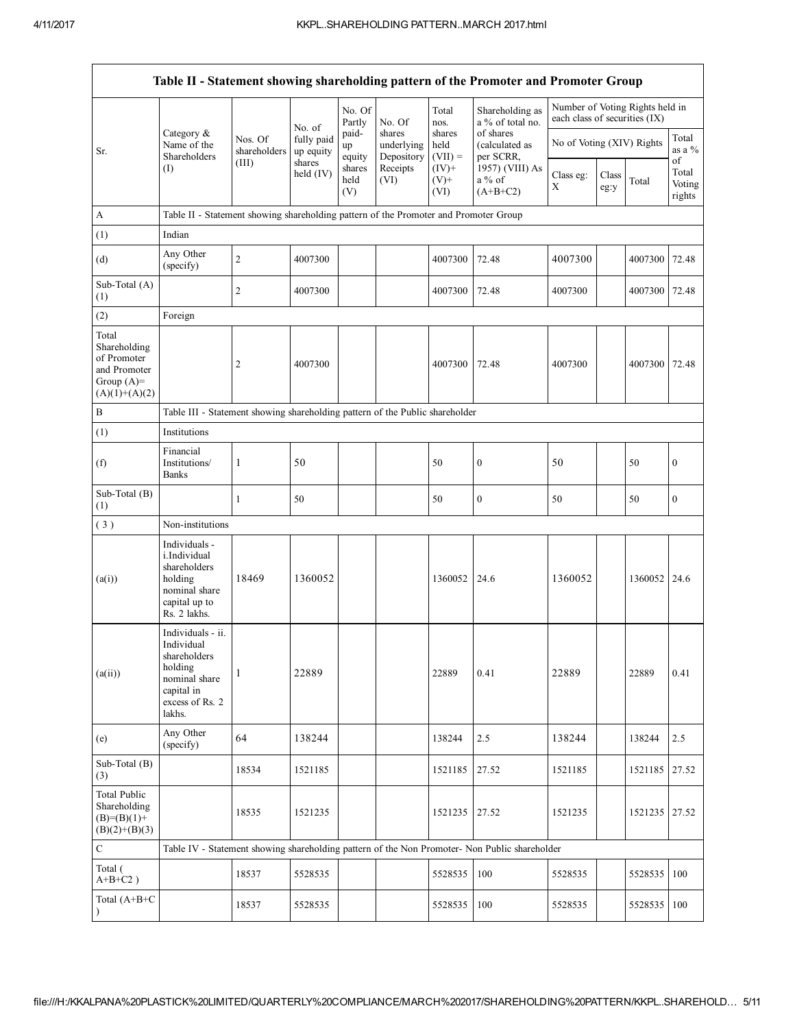| Table II - Statement showing shareholding pattern of the Promoter and Promoter Group | | | | | | | | | | | |
|---|---|---|---|---|---|---|---|---|---|---|---|
| Sr. | Category & Name of the Shareholders (I) | Nos. Of shareholders (III) | No. of fully paid up equity shares held (IV) | No. Of Partly paid-up equity shares held (V) | No. Of shares underlying Depository Receipts (VI) | Total nos. shares held (VII) = (IV)+ (V)+ (VI) | Shareholding as a % of total no. of shares (calculated as per SCRR, 1957) (VIII) As a % of (A+B+C2) | Number of Voting Rights held in each class of securities (IX) | | | |
| | | | | | | | | No of Voting (XIV) Rights | | | Total as a % of Total Voting rights |
| | | | | | | | | Class eg: X | Class eg:y | Total | |
| A | Table II - Statement showing shareholding pattern of the Promoter and Promoter Group | | | | | | | | | | |
| (1) | Indian | | | | | | | | | | |
| (d) | Any Other (specify) | 2 | 4007300 | | | 4007300 | 72.48 | 4007300 | | 4007300 | 72.48 |
| Sub-Total (A) (1) | | 2 | 4007300 | | | 4007300 | 72.48 | 4007300 | | 4007300 | 72.48 |
| (2) | Foreign | | | | | | | | | | |
| Total Shareholding of Promoter and Promoter Group (A)= (A)(1)+(A)(2) | | 2 | 4007300 | | | 4007300 | 72.48 | 4007300 | | 4007300 | 72.48 |
| B | Table III - Statement showing shareholding pattern of the Public shareholder | | | | | | | | | | |
| (1) | Institutions | | | | | | | | | | |
| (f) | Financial Institutions/ Banks | 1 | 50 | | | 50 | 0 | 50 | | 50 | 0 |
| Sub-Total (B) (1) | | 1 | 50 | | | 50 | 0 | 50 | | 50 | 0 |
| ( 3 ) | Non-institutions | | | | | | | | | | |
| (a(i)) | Individuals - i.Individual shareholders holding nominal share capital up to Rs. 2 lakhs. | 18469 | 1360052 | | | 1360052 | 24.6 | 1360052 | | 1360052 | 24.6 |
| (a(ii)) | Individuals - ii. Individual shareholders holding nominal share capital in excess of Rs. 2 lakhs. | 1 | 22889 | | | 22889 | 0.41 | 22889 | | 22889 | 0.41 |
| (e) | Any Other (specify) | 64 | 138244 | | | 138244 | 2.5 | 138244 | | 138244 | 2.5 |
| Sub-Total (B) (3) | | 18534 | 1521185 | | | 1521185 | 27.52 | 1521185 | | 1521185 | 27.52 |
| Total Public Shareholding (B)=(B)(1)+ (B)(2)+(B)(3) | | 18535 | 1521235 | | | 1521235 | 27.52 | 1521235 | | 1521235 | 27.52 |
| C | Table IV - Statement showing shareholding pattern of the Non Promoter- Non Public shareholder | | | | | | | | | | |
| Total ( A+B+C2 ) | | 18537 | 5528535 | | | 5528535 | 100 | 5528535 | | 5528535 | 100 |
| Total (A+B+C ) | | 18537 | 5528535 | | | 5528535 | 100 | 5528535 | | 5528535 | 100 |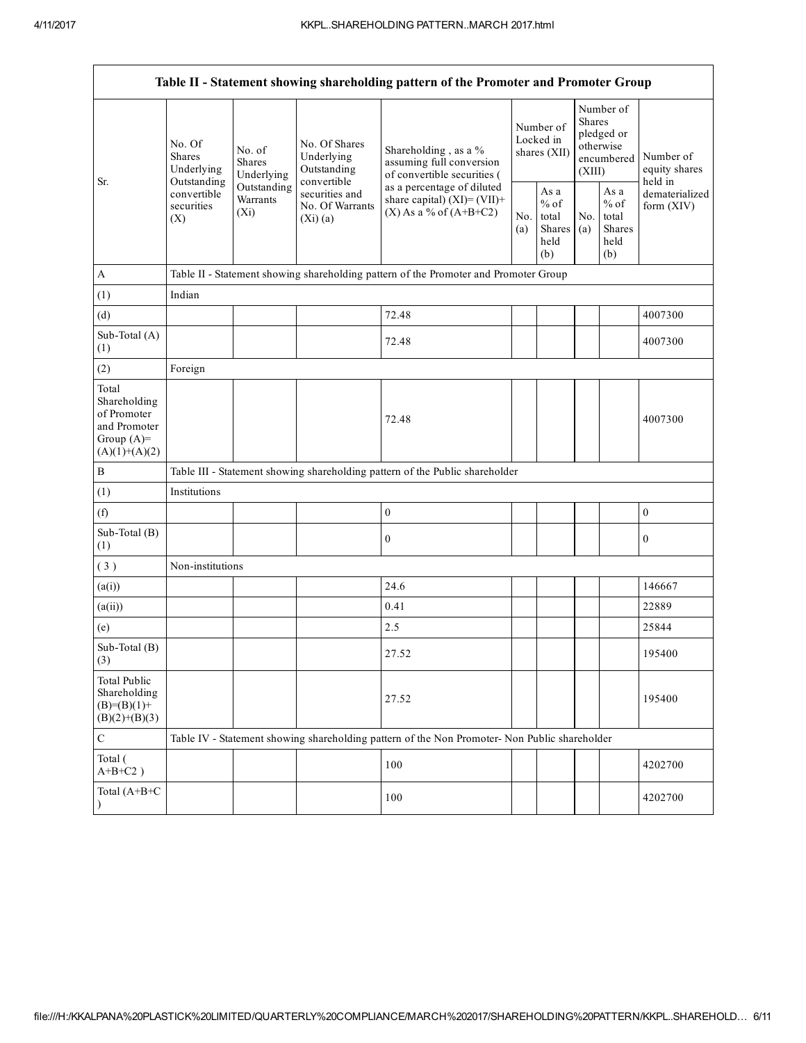| Table II - Statement showing shareholding pattern of the Promoter and Promoter Group | | | | | | | | | |
|---|---|---|---|---|---|---|---|---|---|
| Sr. | No. Of Shares Underlying Outstanding convertible securities (X) | No. of Shares Underlying Outstanding Warrants (Xi) | No. Of Shares Underlying Outstanding convertible securities and No. Of Warrants (Xi) (a) | Shareholding , as a % assuming full conversion of convertible securities ( as a percentage of diluted share capital) (XI)= (VII)+(X) As a % of (A+B+C2) | Number of Locked in shares (XII) | | Number of Shares pledged or otherwise encumbered (XIII) | | Number of equity shares held in dematerialized form (XIV) |
| | | | | | No. (a) | As a % of total Shares held (b) | No. (a) | As a % of total Shares held (b) | |
| A | Table II - Statement showing shareholding pattern of the Promoter and Promoter Group | | | | | | | | |
| (1) | Indian | | | | | | | | |
| (d) | | | | 72.48 | | | | | 4007300 |
| Sub-Total (A) (1) | | | | 72.48 | | | | | 4007300 |
| (2) | Foreign | | | | | | | | |
| Total Shareholding of Promoter and Promoter Group (A)=(A)(1)+(A)(2) | | | | 72.48 | | | | | 4007300 |
| B | Table III - Statement showing shareholding pattern of the Public shareholder | | | | | | | | |
| (1) | Institutions | | | | | | | | |
| (f) | | | | 0 | | | | | 0 |
| Sub-Total (B) (1) | | | | 0 | | | | | 0 |
| ( 3 ) | Non-institutions | | | | | | | | |
| (a(i)) | | | | 24.6 | | | | | 146667 |
| (a(ii)) | | | | 0.41 | | | | | 22889 |
| (e) | | | | 2.5 | | | | | 25844 |
| Sub-Total (B) (3) | | | | 27.52 | | | | | 195400 |
| Total Public Shareholding (B)=(B)(1)+(B)(2)+(B)(3) | | | | 27.52 | | | | | 195400 |
| C | Table IV - Statement showing shareholding pattern of the Non Promoter- Non Public shareholder | | | | | | | | |
| Total ( A+B+C2 ) | | | | 100 | | | | | 4202700 |
| Total (A+B+C ) | | | | 100 | | | | | 4202700 |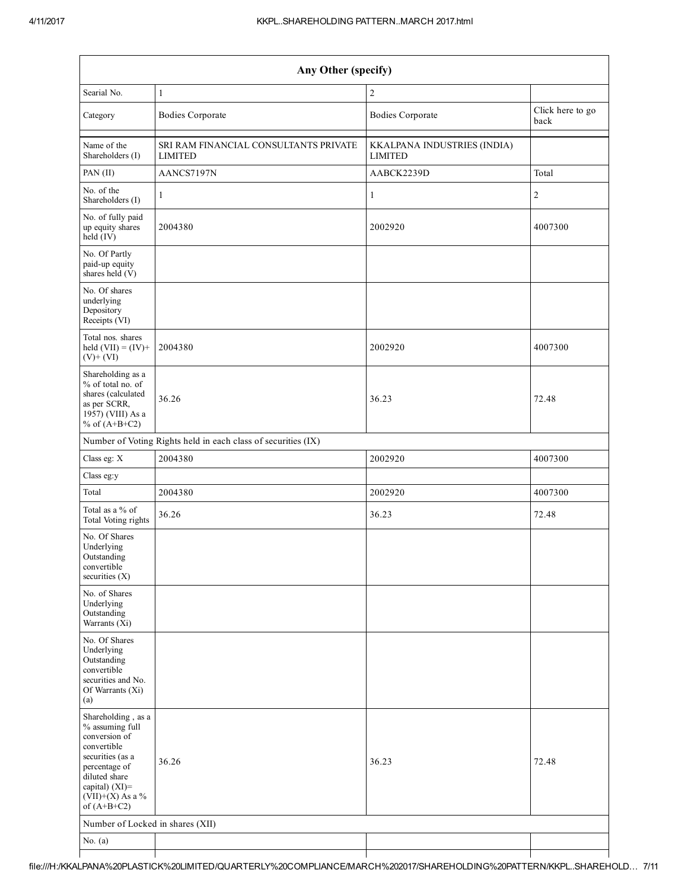| Any Other (specify) | | | |
|---|---|---|---|
| Searial No. | 1 | 2 | |
| Category | Bodies Corporate | Bodies Corporate | Click here to go back |
| Name of the Shareholders (I) | SRI RAM FINANCIAL CONSULTANTS PRIVATE LIMITED | KKALPANA INDUSTRIES (INDIA) LIMITED | |
| PAN (II) | AANCS7197N | AABCK2239D | Total |
| No. of the Shareholders (I) | 1 | 1 | 2 |
| No. of fully paid up equity shares held (IV) | 2004380 | 2002920 | 4007300 |
| No. Of Partly paid-up equity shares held (V) | | | |
| No. Of shares underlying Depository Receipts (VI) | | | |
| Total nos. shares held (VII) = (IV)+ (V)+ (VI) | 2004380 | 2002920 | 4007300 |
| Shareholding as a % of total no. of shares (calculated as per SCRR, 1957) (VIII) As a % of (A+B+C2) | 36.26 | 36.23 | 72.48 |
| Number of Voting Rights held in each class of securities (IX) | | | |
| Class eg: X | 2004380 | 2002920 | 4007300 |
| Class eg:y | | | |
| Total | 2004380 | 2002920 | 4007300 |
| Total as a % of Total Voting rights | 36.26 | 36.23 | 72.48 |
| No. Of Shares Underlying Outstanding convertible securities (X) | | | |
| No. of Shares Underlying Outstanding Warrants (Xi) | | | |
| No. Of Shares Underlying Outstanding convertible securities and No. Of Warrants (Xi) (a) | | | |
| Shareholding , as a % assuming full conversion of convertible securities (as a percentage of diluted share capital) (XI)= (VII)+(X) As a % of (A+B+C2) | 36.26 | 36.23 | 72.48 |
| Number of Locked in shares (XII) | | | |
| No. (a) | | | |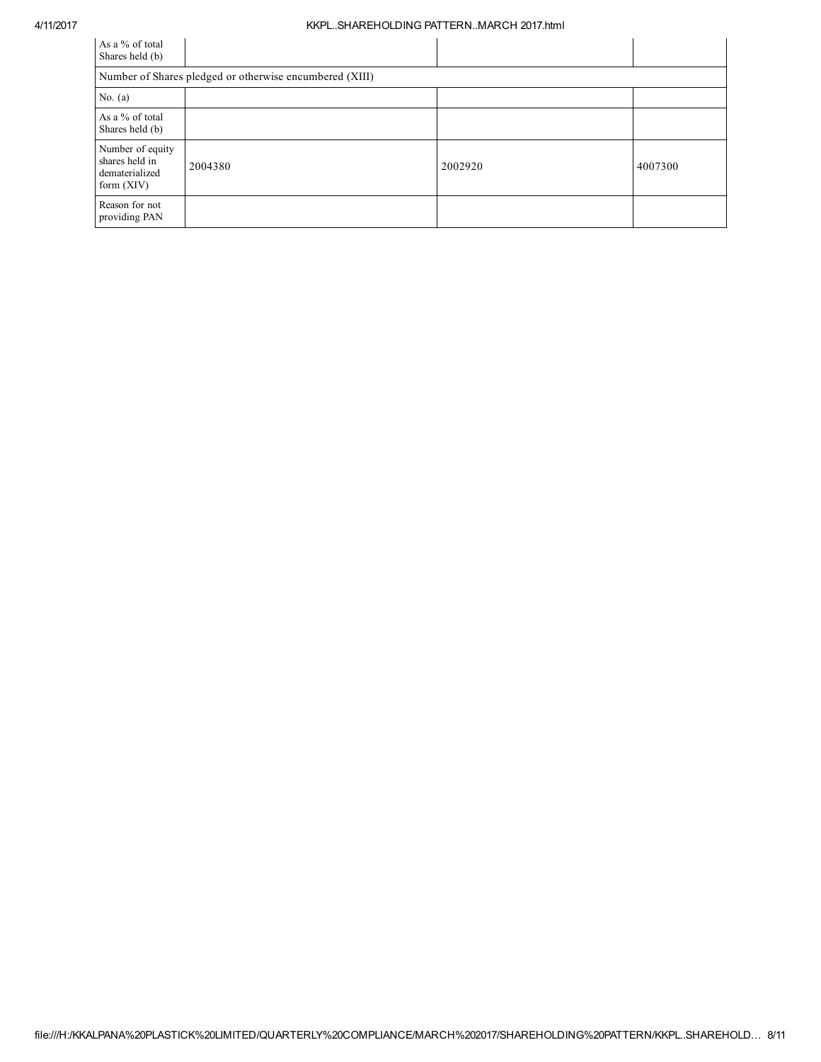| | | | |
|---|---|---|---|
| As a % of total Shares held (b) | | | |
| Number of Shares pledged or otherwise encumbered (XIII) | | | |
| No. (a) | | | |
| As a % of total Shares held (b) | | | |
| Number of equity shares held in dematerialized form (XIV) | 2004380 | 2002920 | 4007300 |
| Reason for not providing PAN | | | |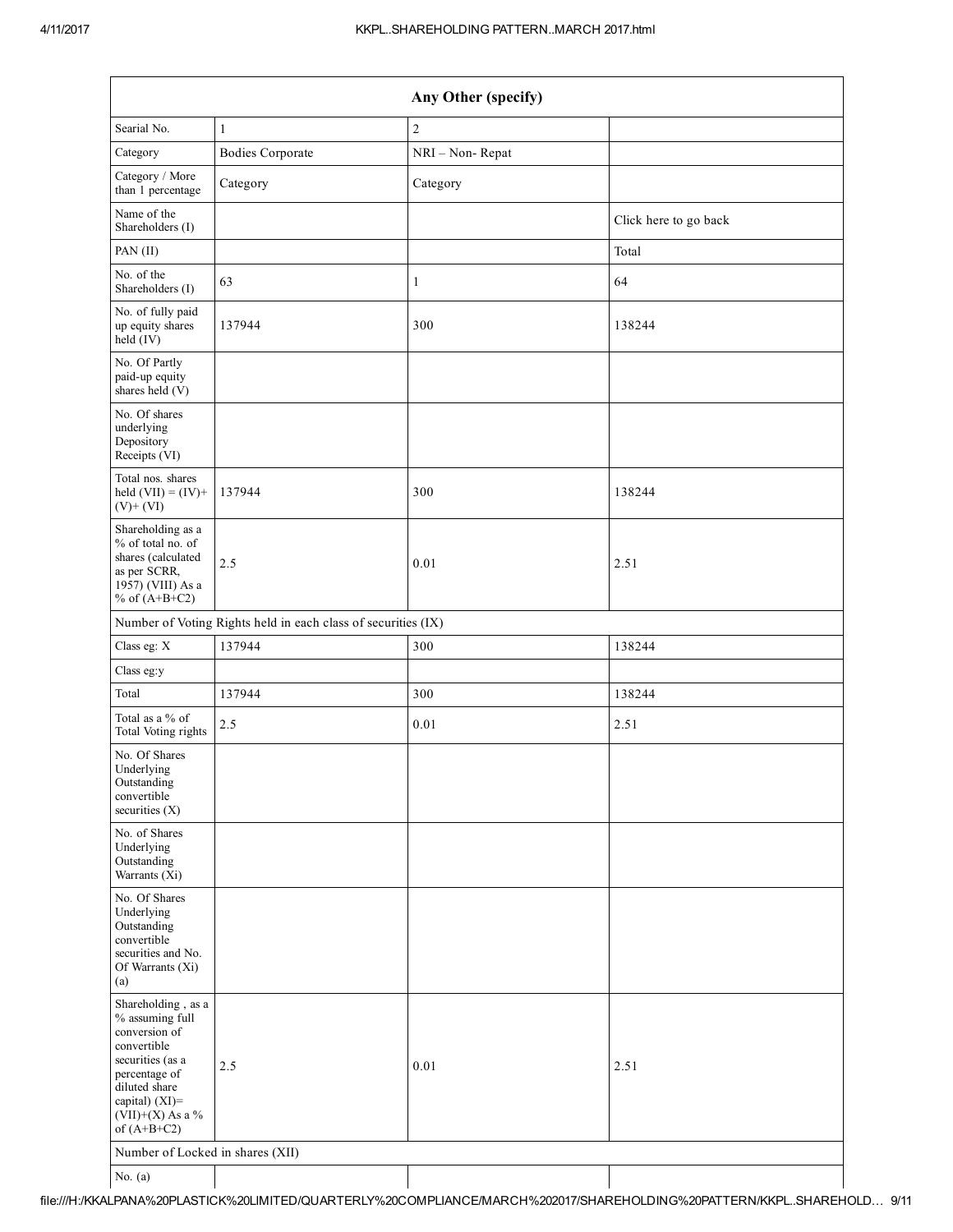| Any Other (specify) | | | |
|---|---|---|---|
| Searial No. | 1 | 2 | |
| Category | Bodies Corporate | NRI – Non- Repat | |
| Category / More than 1 percentage | Category | Category | |
| Name of the Shareholders (I) | | | Click here to go back |
| PAN (II) | | | Total |
| No. of the Shareholders (I) | 63 | 1 | 64 |
| No. of fully paid up equity shares held (IV) | 137944 | 300 | 138244 |
| No. Of Partly paid-up equity shares held (V) | | | |
| No. Of shares underlying Depository Receipts (VI) | | | |
| Total nos. shares held (VII) = (IV)+ (V)+ (VI) | 137944 | 300 | 138244 |
| Shareholding as a % of total no. of shares (calculated as per SCRR, 1957) (VIII) As a % of (A+B+C2) | 2.5 | 0.01 | 2.51 |
| Number of Voting Rights held in each class of securities (IX) | | | |
| Class eg: X | 137944 | 300 | 138244 |
| Class eg:y | | | |
| Total | 137944 | 300 | 138244 |
| Total as a % of Total Voting rights | 2.5 | 0.01 | 2.51 |
| No. Of Shares Underlying Outstanding convertible securities (X) | | | |
| No. of Shares Underlying Outstanding Warrants (Xi) | | | |
| No. Of Shares Underlying Outstanding convertible securities and No. Of Warrants (Xi) (a) | | | |
| Shareholding , as a % assuming full conversion of convertible securities (as a percentage of diluted share capital) (XI)= (VII)+(X) As a % of (A+B+C2) | 2.5 | 0.01 | 2.51 |
| Number of Locked in shares (XII) | | | |
| No. (a) | | | |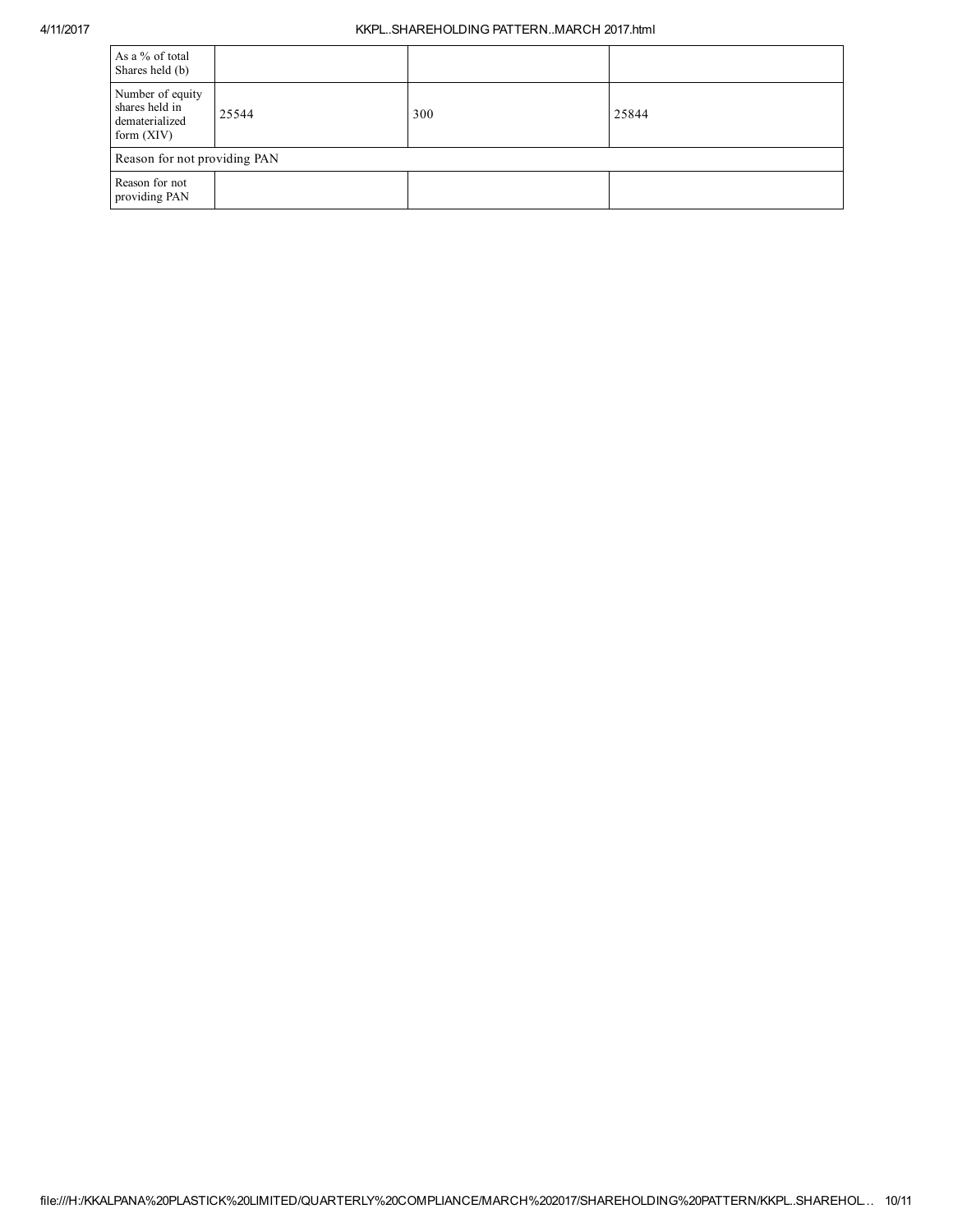| | | | |
|---|---|---|---|
| As a % of total Shares held (b) | | | |
| Number of equity shares held in dematerialized form (XIV) | 25544 | 300 | 25844 |
| Reason for not providing PAN | | | |
| Reason for not providing PAN | | | |